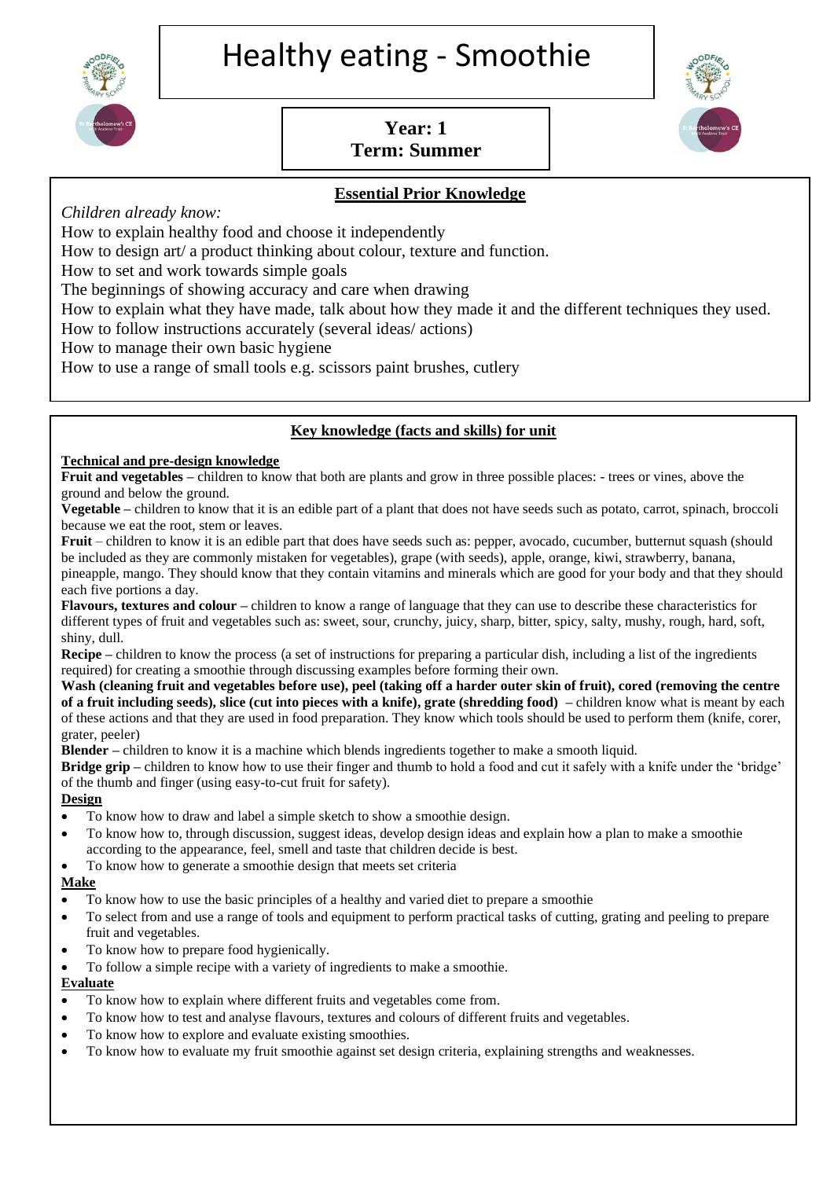# Healthy eating - Smoothie

**Year: 1**
**Term: Summer**

## Essential Prior Knowledge

*Children already know:*

How to explain healthy food and choose it independently
How to design art/ a product thinking about colour, texture and function.
How to set and work towards simple goals
The beginnings of showing accuracy and care when drawing
How to explain what they have made, talk about how they made it and the different techniques they used.
How to follow instructions accurately (several ideas/ actions)
How to manage their own basic hygiene
How to use a range of small tools e.g. scissors paint brushes, cutlery

## Key knowledge (facts and skills) for unit

**Technical and pre-design knowledge**

**Fruit and vegetables –** children to know that both are plants and grow in three possible places: - trees or vines, above the ground and below the ground.
**Vegetable –** children to know that it is an edible part of a plant that does not have seeds such as potato, carrot, spinach, broccoli because we eat the root, stem or leaves.
**Fruit** – children to know it is an edible part that does have seeds such as: pepper, avocado, cucumber, butternut squash (should be included as they are commonly mistaken for vegetables), grape (with seeds), apple, orange, kiwi, strawberry, banana, pineapple, mango. They should know that they contain vitamins and minerals which are good for your body and that they should each five portions a day.
**Flavours, textures and colour –** children to know a range of language that they can use to describe these characteristics for different types of fruit and vegetables such as: sweet, sour, crunchy, juicy, sharp, bitter, spicy, salty, mushy, rough, hard, soft, shiny, dull.
**Recipe –** children to know the process (a set of instructions for preparing a particular dish, including a list of the ingredients required) for creating a smoothie through discussing examples before forming their own.
**Wash (cleaning fruit and vegetables before use), peel (taking off a harder outer skin of fruit), cored (removing the centre of a fruit including seeds), slice (cut into pieces with a knife), grate (shredding food) –** children know what is meant by each of these actions and that they are used in food preparation. They know which tools should be used to perform them (knife, corer, grater, peeler)
**Blender –** children to know it is a machine which blends ingredients together to make a smooth liquid.
**Bridge grip –** children to know how to use their finger and thumb to hold a food and cut it safely with a knife under the 'bridge' of the thumb and finger (using easy-to-cut fruit for safety).

**Design**

- To know how to draw and label a simple sketch to show a smoothie design.
- To know how to, through discussion, suggest ideas, develop design ideas and explain how a plan to make a smoothie according to the appearance, feel, smell and taste that children decide is best.
- To know how to generate a smoothie design that meets set criteria

**Make**

- To know how to use the basic principles of a healthy and varied diet to prepare a smoothie
- To select from and use a range of tools and equipment to perform practical tasks of cutting, grating and peeling to prepare fruit and vegetables.
- To know how to prepare food hygienically.
- To follow a simple recipe with a variety of ingredients to make a smoothie.

**Evaluate**

- To know how to explain where different fruits and vegetables come from.
- To know how to test and analyse flavours, textures and colours of different fruits and vegetables.
- To know how to explore and evaluate existing smoothies.
- To know how to evaluate my fruit smoothie against set design criteria, explaining strengths and weaknesses.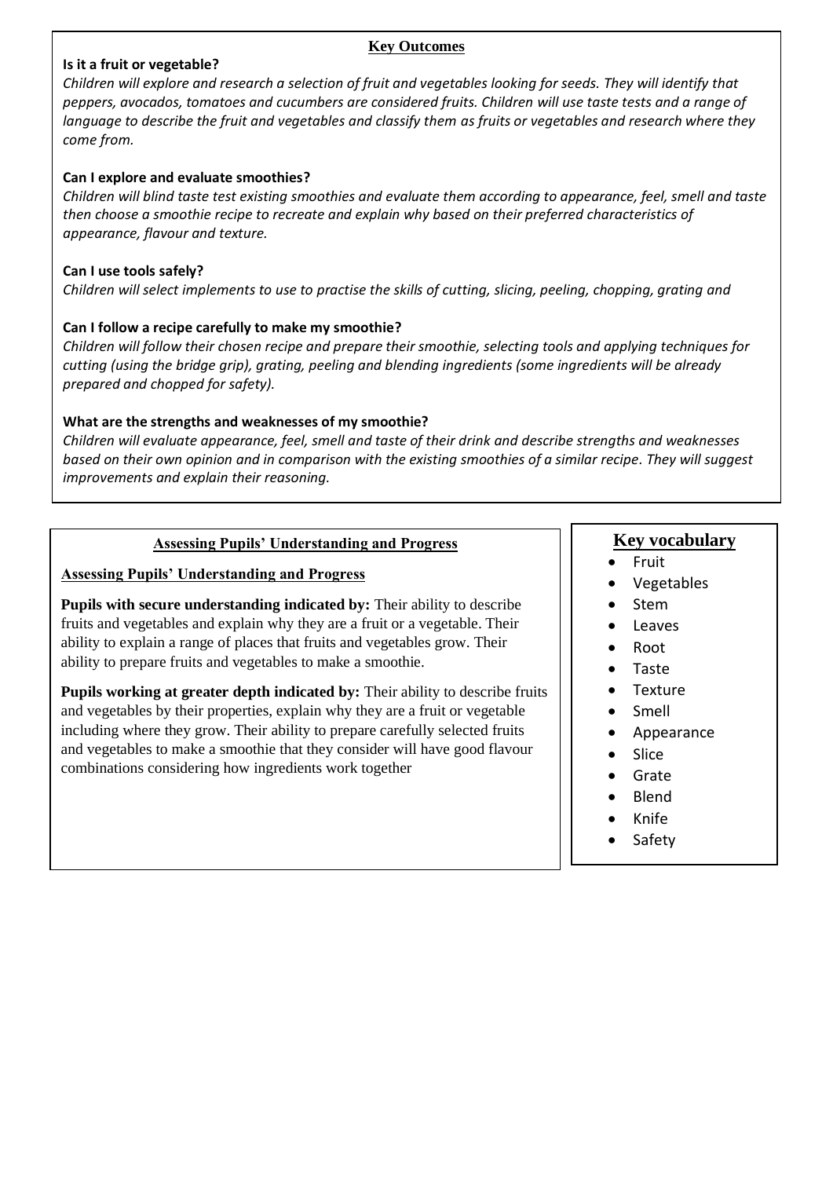## Key Outcomes

**Is it a fruit or vegetable?**

*Children will explore and research a selection of fruit and vegetables looking for seeds. They will identify that peppers, avocados, tomatoes and cucumbers are considered fruits. Children will use taste tests and a range of language to describe the fruit and vegetables and classify them as fruits or vegetables and research where they come from.*

**Can I explore and evaluate smoothies?**

*Children will blind taste test existing smoothies and evaluate them according to appearance, feel, smell and taste then choose a smoothie recipe to recreate and explain why based on their preferred characteristics of appearance, flavour and texture.*

**Can I use tools safely?**

*Children will select implements to use to practise the skills of cutting, slicing, peeling, chopping, grating and*

**Can I follow a recipe carefully to make my smoothie?**

*Children will follow their chosen recipe and prepare their smoothie, selecting tools and applying techniques for cutting (using the bridge grip), grating, peeling and blending ingredients (some ingredients will be already prepared and chopped for safety).*

**What are the strengths and weaknesses of my smoothie?**

*Children will evaluate appearance, feel, smell and taste of their drink and describe strengths and weaknesses based on their own opinion and in comparison with the existing smoothies of a similar recipe. They will suggest improvements and explain their reasoning.*

## Assessing Pupils' Understanding and Progress

### Assessing Pupils' Understanding and Progress

**Pupils with secure understanding indicated by:** Their ability to describe fruits and vegetables and explain why they are a fruit or a vegetable. Their ability to explain a range of places that fruits and vegetables grow. Their ability to prepare fruits and vegetables to make a smoothie.

**Pupils working at greater depth indicated by:** Their ability to describe fruits and vegetables by their properties, explain why they are a fruit or vegetable including where they grow. Their ability to prepare carefully selected fruits and vegetables to make a smoothie that they consider will have good flavour combinations considering how ingredients work together

## Key vocabulary

- Fruit
- Vegetables
- Stem
- Leaves
- Root
- Taste
- Texture
- Smell
- Appearance
- Slice
- Grate
- Blend
- Knife
- Safety